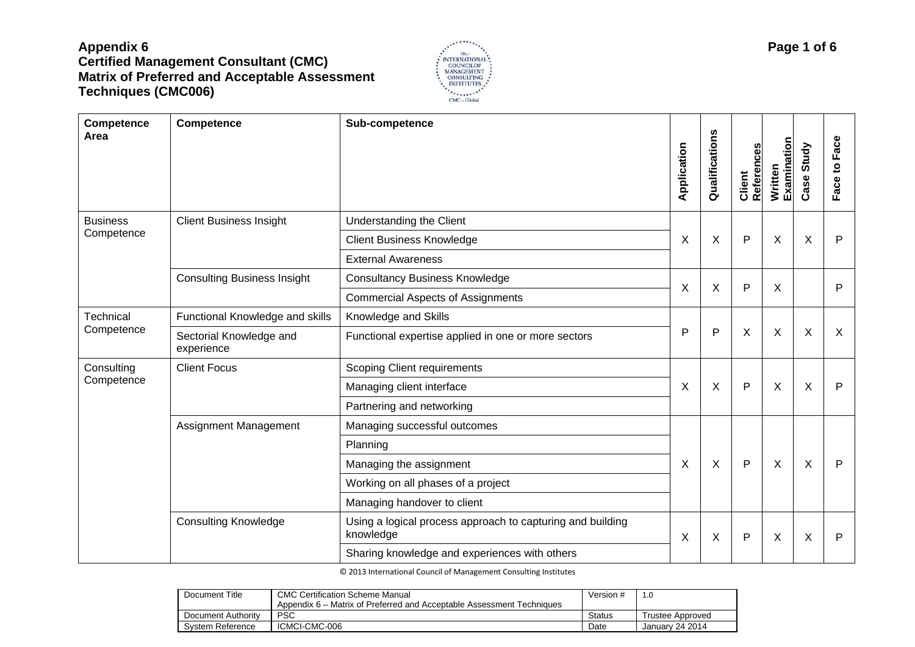# Appendix 6
# Certified Management Consultant (CMC)
# Matrix of Preferred and Acceptable Assessment Techniques (CMC006)

| Competence Area | Competence | Sub-competence | Application | Qualifications | Client References | Written Examination | Case Study | Face to Face |
|---|---|---|---|---|---|---|---|---|
| Business Competence | Client Business Insight | Understanding the Client | X | X | P | X | X | P |
| | | Client Business Knowledge | | | | | | |
| | | External Awareness | | | | | | |
| | Consulting Business Insight | Consultancy Business Knowledge | X | X | P | X | | P |
| | | Commercial Aspects of Assignments | | | | | | |
| Technical Competence | Functional Knowledge and skills | Knowledge and Skills | P | P | X | X | X | X |
| | Sectorial Knowledge and experience | Functional expertise applied in one or more sectors | | | | | | |
| Consulting Competence | Client Focus | Scoping Client requirements | X | X | P | X | X | P |
| | | Managing client interface | | | | | | |
| | | Partnering and networking | | | | | | |
| | Assignment Management | Managing successful outcomes | X | X | P | X | X | P |
| | | Planning | | | | | | |
| | | Managing the assignment | | | | | | |
| | | Working on all phases of a project | | | | | | |
| | | Managing handover to client | | | | | | |
| | Consulting Knowledge | Using a logical process approach to capturing and building knowledge | X | X | P | X | X | P |
| | | Sharing knowledge and experiences with others | | | | | | |

© 2013 International Council of Management Consulting Institutes

| Document Title | CMC Certification Scheme Manual<br>Appendix 6 – Matrix of Preferred and Acceptable Assessment Techniques | Version # | 1.0 |
|---|---|---|---|
| Document Authority | PSC | Status | Trustee Approved |
| System Reference | ICMCI-CMC-006 | Date | January 24 2014 |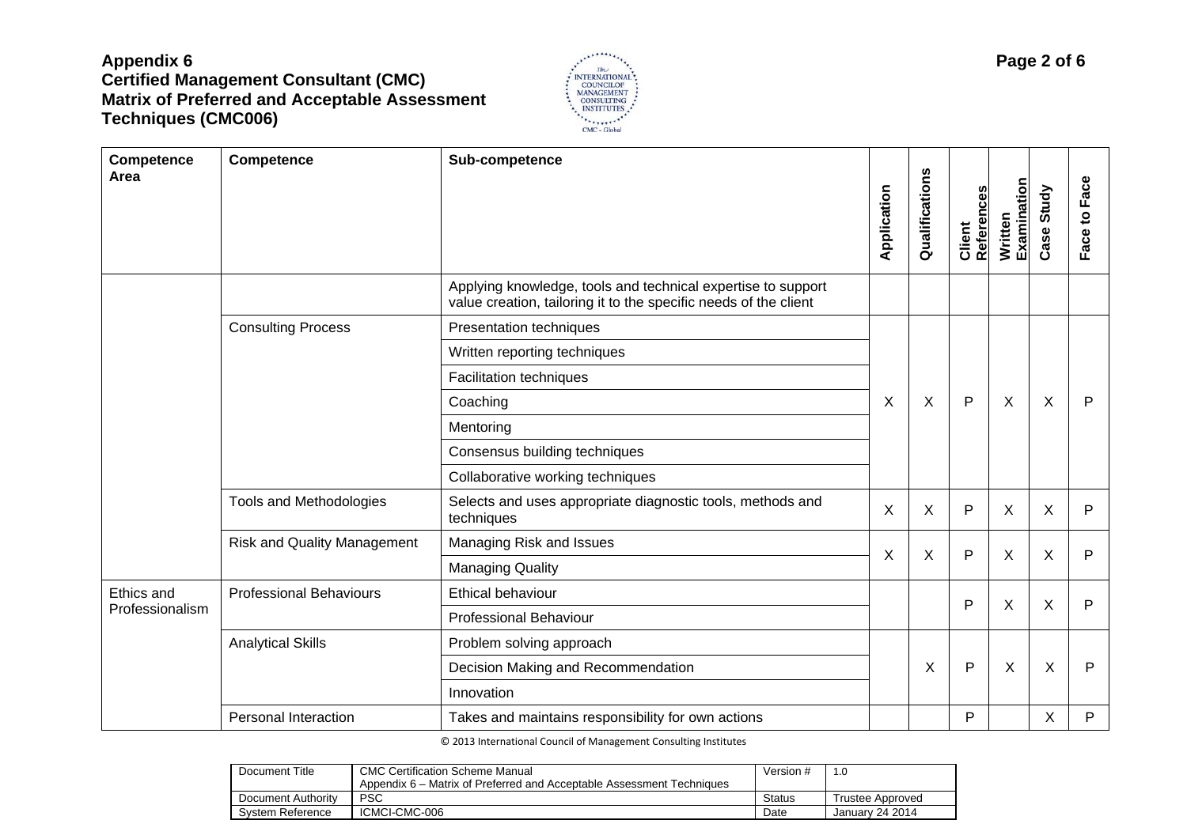## Appendix 6
## Certified Management Consultant (CMC)
## Matrix of Preferred and Acceptable Assessment Techniques (CMC006)

| Competence Area | Competence | Sub-competence | Application | Qualifications | Client References | Written Examination | Case Study | Face to Face |
|---|---|---|---|---|---|---|---|---|
| | | Applying knowledge, tools and technical expertise to support value creation, tailoring it to the specific needs of the client | | | | | | |
| | Consulting Process | Presentation techniques | X | X | P | X | X | P |
| | | Written reporting techniques | | | | | | |
| | | Facilitation techniques | | | | | | |
| | | Coaching | | | | | | |
| | | Mentoring | | | | | | |
| | | Consensus building techniques | | | | | | |
| | | Collaborative working techniques | | | | | | |
| | Tools and Methodologies | Selects and uses appropriate diagnostic tools, methods and techniques | X | X | P | X | X | P |
| | Risk and Quality Management | Managing Risk and Issues | X | X | P | X | X | P |
| | | Managing Quality | | | | | | |
| Ethics and Professionalism | Professional Behaviours | Ethical behaviour | | | P | X | X | P |
| | | Professional Behaviour | | | | | | |
| | Analytical Skills | Problem solving approach | | X | P | X | X | P |
| | | Decision Making and Recommendation | | | | | | |
| | | Innovation | | | | | | |
| | Personal Interaction | Takes and maintains responsibility for own actions | | | P | | X | P |

© 2013 International Council of Management Consulting Institutes

| Document Title | CMC Certification Scheme Manual<br>Appendix 6 – Matrix of Preferred and Acceptable Assessment Techniques | Version # | 1.0 |
|---|---|---|---|
| Document Authority | PSC | Status | Trustee Approved |
| System Reference | ICMCI-CMC-006 | Date | January 24 2014 |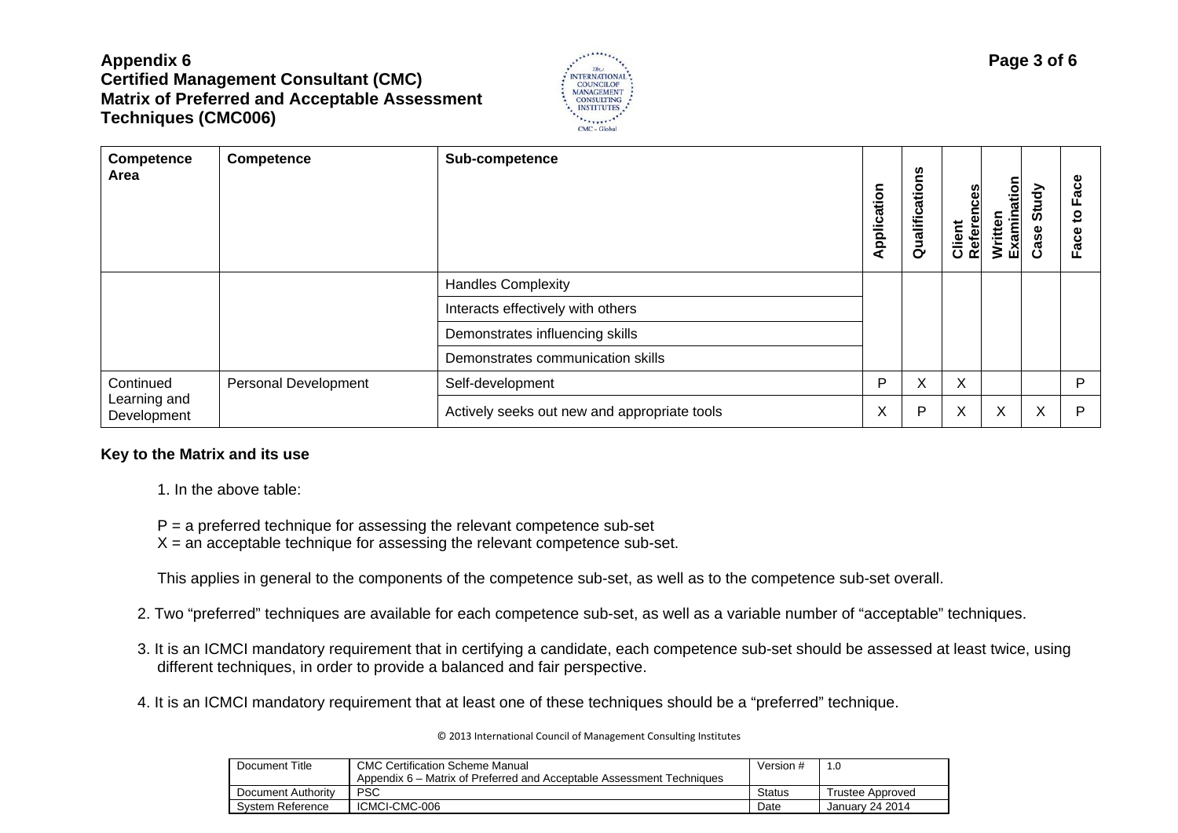| Competence Area | Competence | Sub-competence | Application | Qualifications | Client References | Written Examination | Case Study | Face to Face |
|---|---|---|---|---|---|---|---|---|
| | | Handles Complexity | | | | | | |
| | | Interacts effectively with others | | | | | | |
| | | Demonstrates influencing skills | | | | | | |
| | | Demonstrates communication skills | | | | | | |
| Continued Learning and Development | Personal Development | Self-development | P | X | X | | | P |
| | | Actively seeks out new and appropriate tools | X | P | X | X | X | P |

**Key to the Matrix and its use**

1. In the above table:

   P = a preferred technique for assessing the relevant competence sub-set
   X = an acceptable technique for assessing the relevant competence sub-set.

   This applies in general to the components of the competence sub-set, as well as to the competence sub-set overall.

2. Two "preferred" techniques are available for each competence sub-set, as well as a variable number of "acceptable" techniques.

3. It is an ICMCI mandatory requirement that in certifying a candidate, each competence sub-set should be assessed at least twice, using different techniques, in order to provide a balanced and fair perspective.

4. It is an ICMCI mandatory requirement that at least one of these techniques should be a "preferred" technique.

© 2013 International Council of Management Consulting Institutes

| Document Title | CMC Certification Scheme Manual Appendix 6 – Matrix of Preferred and Acceptable Assessment Techniques | Version # | 1.0 |
|---|---|---|---|
| Document Authority | PSC | Status | Trustee Approved |
| System Reference | ICMCI-CMC-006 | Date | January 24 2014 |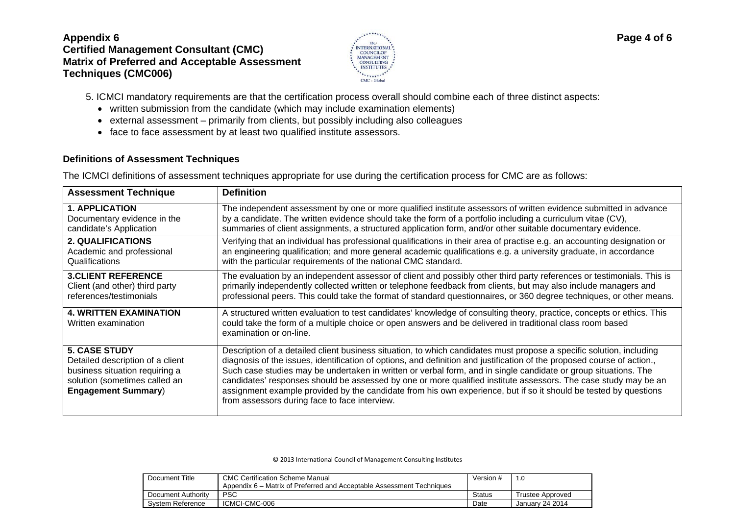5. ICMCI mandatory requirements are that the certification process overall should combine each of three distinct aspects:

- written submission from the candidate (which may include examination elements)
- external assessment – primarily from clients, but possibly including also colleagues
- face to face assessment by at least two qualified institute assessors.

### Definitions of Assessment Techniques

The ICMCI definitions of assessment techniques appropriate for use during the certification process for CMC are as follows:

| Assessment Technique | Definition |
|---|---|
| **1. APPLICATION** Documentary evidence in the candidate's Application | The independent assessment by one or more qualified institute assessors of written evidence submitted in advance by a candidate. The written evidence should take the form of a portfolio including a curriculum vitae (CV), summaries of client assignments, a structured application form, and/or other suitable documentary evidence. |
| **2. QUALIFICATIONS** Academic and professional Qualifications | Verifying that an individual has professional qualifications in their area of practise e.g. an accounting designation or an engineering qualification; and more general academic qualifications e.g. a university graduate, in accordance with the particular requirements of the national CMC standard. |
| **3.CLIENT REFERENCE** Client (and other) third party references/testimonials | The evaluation by an independent assessor of client and possibly other third party references or testimonials. This is primarily independently collected written or telephone feedback from clients, but may also include managers and professional peers. This could take the format of standard questionnaires, or 360 degree techniques, or other means. |
| **4. WRITTEN EXAMINATION** Written examination | A structured written evaluation to test candidates' knowledge of consulting theory, practice, concepts or ethics. This could take the form of a multiple choice or open answers and be delivered in traditional class room based examination or on-line. |
| **5. CASE STUDY** Detailed description of a client business situation requiring a solution (sometimes called an **Engagement Summary**) | Description of a detailed client business situation, to which candidates must propose a specific solution, including diagnosis of the issues, identification of options, and definition and justification of the proposed course of action., Such case studies may be undertaken in written or verbal form, and in single candidate or group situations. The candidates' responses should be assessed by one or more qualified institute assessors. The case study may be an assignment example provided by the candidate from his own experience, but if so it should be tested by questions from assessors during face to face interview. |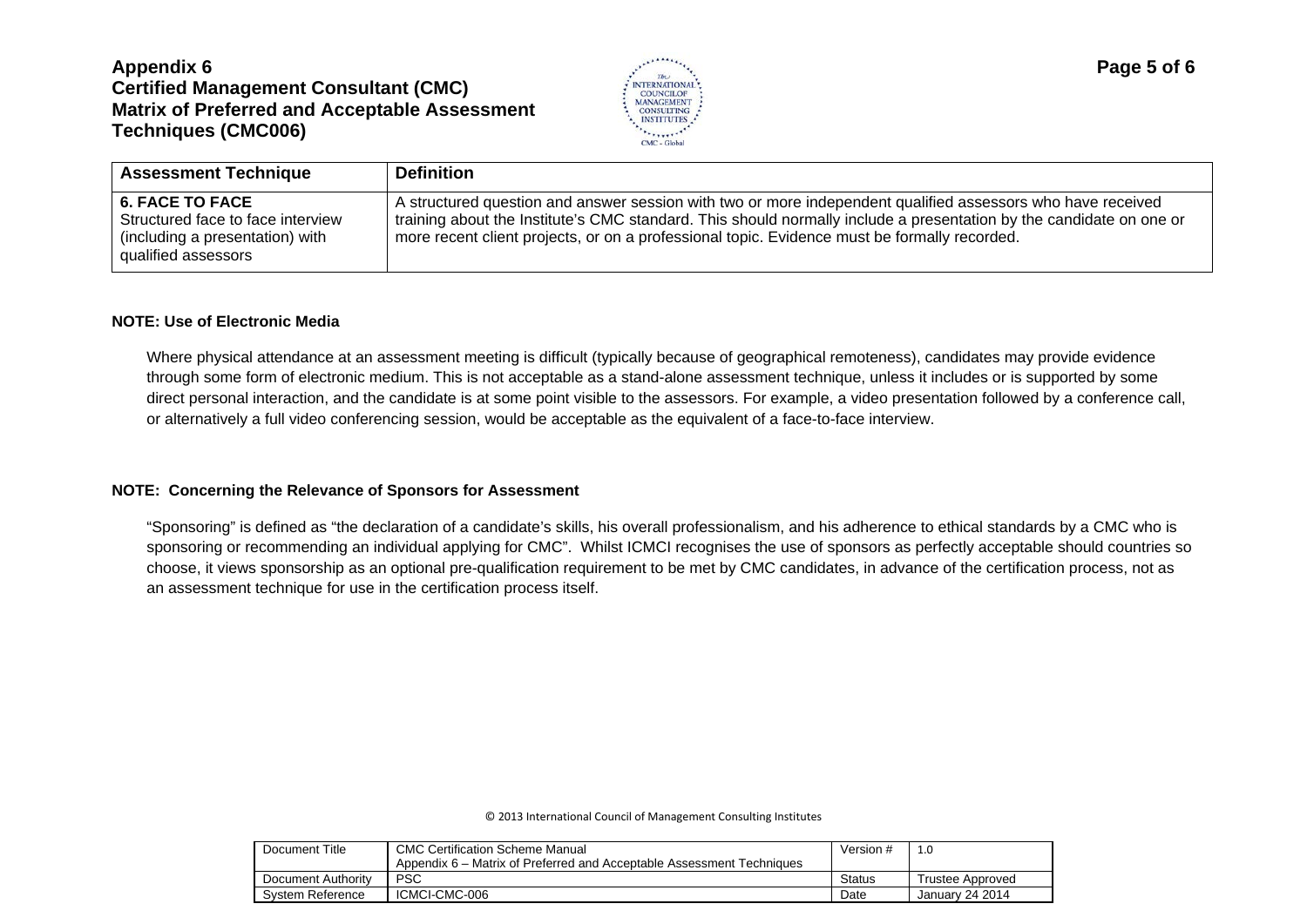| Assessment Technique | Definition |
|---|---|
| **6. FACE TO FACE**<br>Structured face to face interview (including a presentation) with qualified assessors | A structured question and answer session with two or more independent qualified assessors who have received training about the Institute's CMC standard. This should normally include a presentation by the candidate on one or more recent client projects, or on a professional topic. Evidence must be formally recorded. |

**NOTE: Use of Electronic Media**

Where physical attendance at an assessment meeting is difficult (typically because of geographical remoteness), candidates may provide evidence through some form of electronic medium. This is not acceptable as a stand-alone assessment technique, unless it includes or is supported by some direct personal interaction, and the candidate is at some point visible to the assessors. For example, a video presentation followed by a conference call, or alternatively a full video conferencing session, would be acceptable as the equivalent of a face-to-face interview.

**NOTE: Concerning the Relevance of Sponsors for Assessment**

"Sponsoring" is defined as "the declaration of a candidate's skills, his overall professionalism, and his adherence to ethical standards by a CMC who is sponsoring or recommending an individual applying for CMC". Whilst ICMCI recognises the use of sponsors as perfectly acceptable should countries so choose, it views sponsorship as an optional pre-qualification requirement to be met by CMC candidates, in advance of the certification process, not as an assessment technique for use in the certification process itself.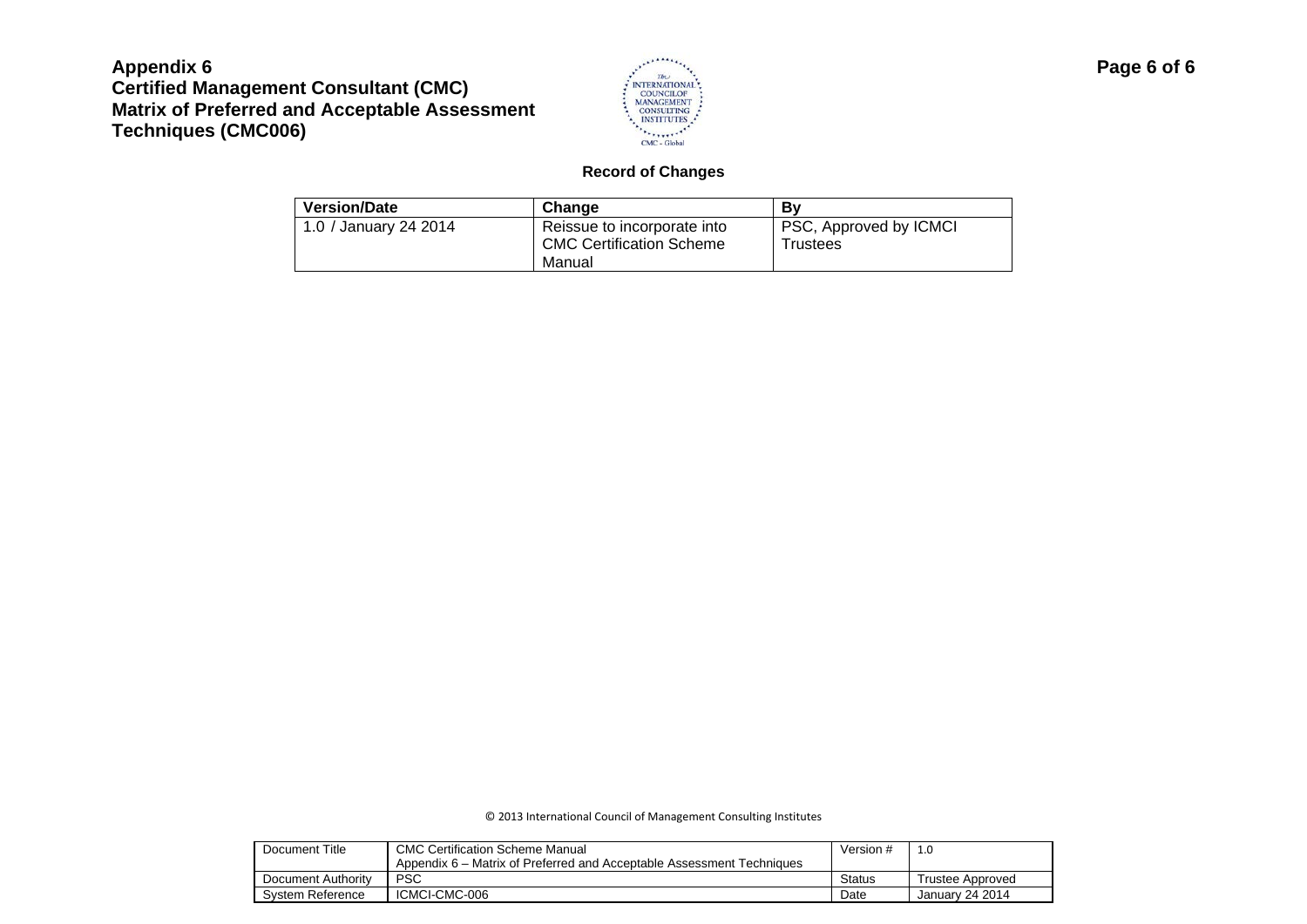**Record of Changes**

| Version/Date | Change | By |
| --- | --- | --- |
| 1.0 / January 24 2014 | Reissue to incorporate into CMC Certification Scheme Manual | PSC, Approved by ICMCI Trustees |